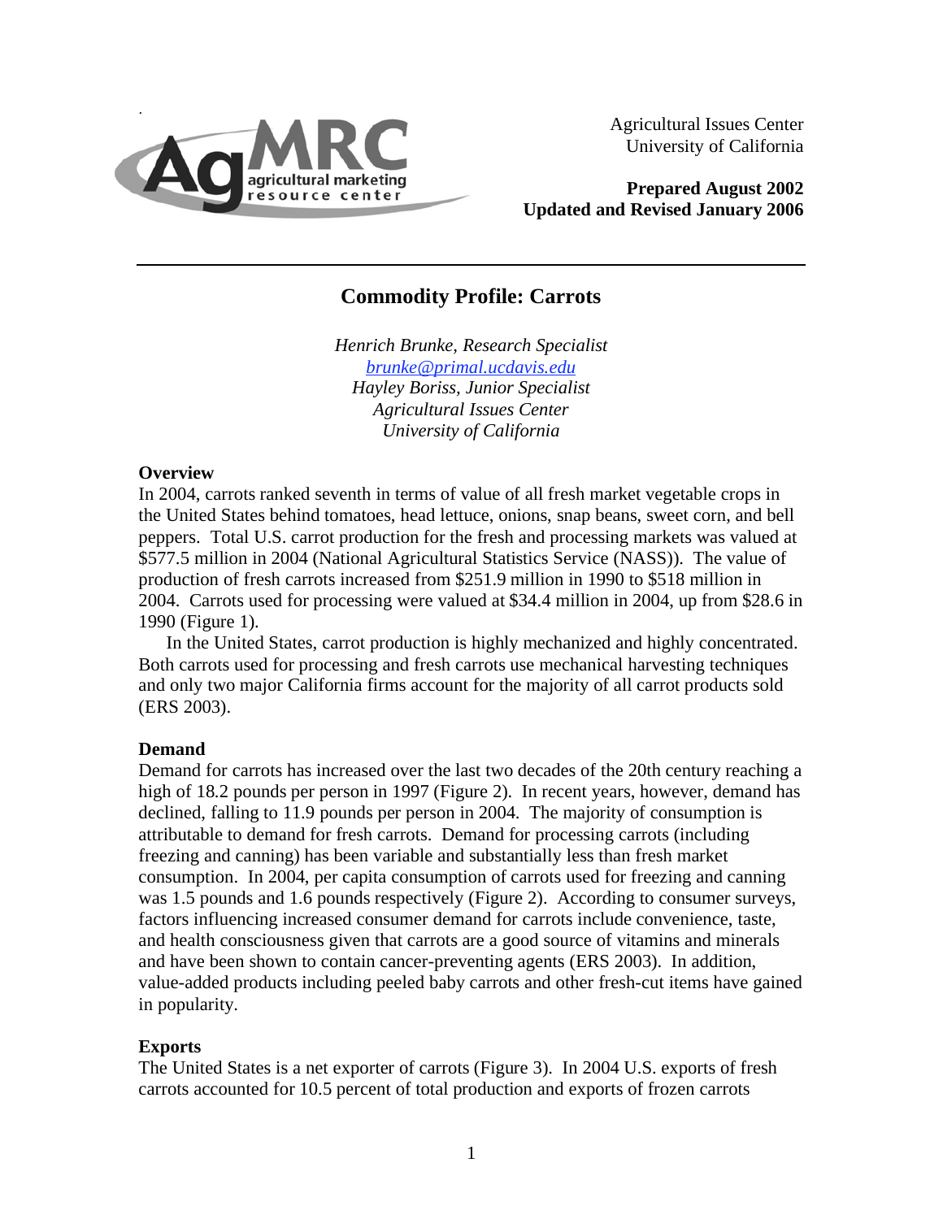Agricultural Issues Center
University of California

**Prepared August 2002**
**Updated and Revised January 2006**

---

# Commodity Profile: Carrots

*Henrich Brunke, Research Specialist*
*brunke@primal.ucdavis.edu*
*Hayley Boriss, Junior Specialist*
*Agricultural Issues Center*
*University of California*

## Overview

In 2004, carrots ranked seventh in terms of value of all fresh market vegetable crops in the United States behind tomatoes, head lettuce, onions, snap beans, sweet corn, and bell peppers. Total U.S. carrot production for the fresh and processing markets was valued at $577.5 million in 2004 (National Agricultural Statistics Service (NASS)). The value of production of fresh carrots increased from $251.9 million in 1990 to $518 million in 2004. Carrots used for processing were valued at $34.4 million in 2004, up from $28.6 in 1990 (Figure 1).

In the United States, carrot production is highly mechanized and highly concentrated. Both carrots used for processing and fresh carrots use mechanical harvesting techniques and only two major California firms account for the majority of all carrot products sold (ERS 2003).

## Demand

Demand for carrots has increased over the last two decades of the 20th century reaching a high of 18.2 pounds per person in 1997 (Figure 2). In recent years, however, demand has declined, falling to 11.9 pounds per person in 2004. The majority of consumption is attributable to demand for fresh carrots. Demand for processing carrots (including freezing and canning) has been variable and substantially less than fresh market consumption. In 2004, per capita consumption of carrots used for freezing and canning was 1.5 pounds and 1.6 pounds respectively (Figure 2). According to consumer surveys, factors influencing increased consumer demand for carrots include convenience, taste, and health consciousness given that carrots are a good source of vitamins and minerals and have been shown to contain cancer-preventing agents (ERS 2003). In addition, value-added products including peeled baby carrots and other fresh-cut items have gained in popularity.

## Exports

The United States is a net exporter of carrots (Figure 3). In 2004 U.S. exports of fresh carrots accounted for 10.5 percent of total production and exports of frozen carrots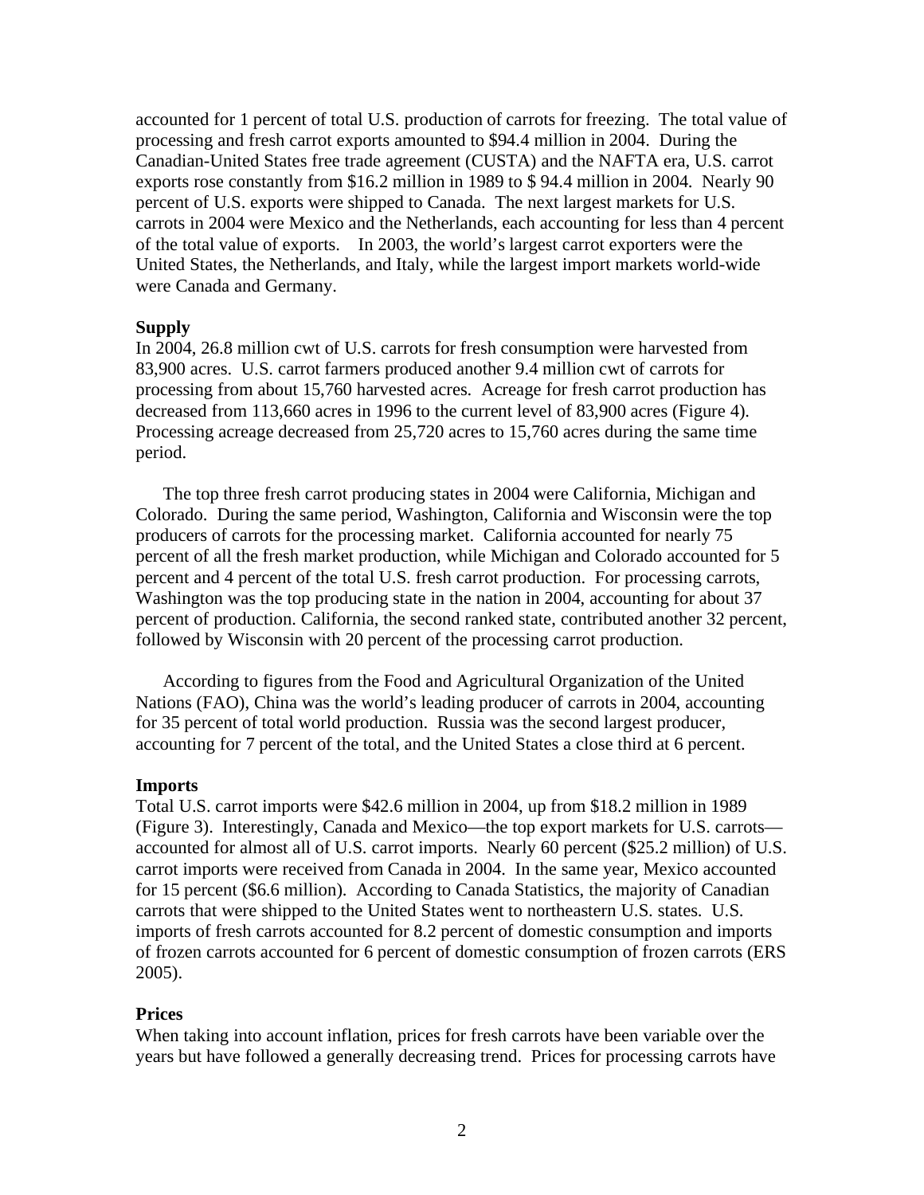accounted for 1 percent of total U.S. production of carrots for freezing. The total value of processing and fresh carrot exports amounted to $94.4 million in 2004. During the Canadian-United States free trade agreement (CUSTA) and the NAFTA era, U.S. carrot exports rose constantly from $16.2 million in 1989 to $ 94.4 million in 2004. Nearly 90 percent of U.S. exports were shipped to Canada. The next largest markets for U.S. carrots in 2004 were Mexico and the Netherlands, each accounting for less than 4 percent of the total value of exports. In 2003, the world's largest carrot exporters were the United States, the Netherlands, and Italy, while the largest import markets world-wide were Canada and Germany.

**Supply**

In 2004, 26.8 million cwt of U.S. carrots for fresh consumption were harvested from 83,900 acres. U.S. carrot farmers produced another 9.4 million cwt of carrots for processing from about 15,760 harvested acres. Acreage for fresh carrot production has decreased from 113,660 acres in 1996 to the current level of 83,900 acres (Figure 4). Processing acreage decreased from 25,720 acres to 15,760 acres during the same time period.

The top three fresh carrot producing states in 2004 were California, Michigan and Colorado. During the same period, Washington, California and Wisconsin were the top producers of carrots for the processing market. California accounted for nearly 75 percent of all the fresh market production, while Michigan and Colorado accounted for 5 percent and 4 percent of the total U.S. fresh carrot production. For processing carrots, Washington was the top producing state in the nation in 2004, accounting for about 37 percent of production. California, the second ranked state, contributed another 32 percent, followed by Wisconsin with 20 percent of the processing carrot production.

According to figures from the Food and Agricultural Organization of the United Nations (FAO), China was the world's leading producer of carrots in 2004, accounting for 35 percent of total world production. Russia was the second largest producer, accounting for 7 percent of the total, and the United States a close third at 6 percent.

**Imports**

Total U.S. carrot imports were $42.6 million in 2004, up from $18.2 million in 1989 (Figure 3). Interestingly, Canada and Mexico—the top export markets for U.S. carrots—accounted for almost all of U.S. carrot imports. Nearly 60 percent ($25.2 million) of U.S. carrot imports were received from Canada in 2004. In the same year, Mexico accounted for 15 percent ($6.6 million). According to Canada Statistics, the majority of Canadian carrots that were shipped to the United States went to northeastern U.S. states. U.S. imports of fresh carrots accounted for 8.2 percent of domestic consumption and imports of frozen carrots accounted for 6 percent of domestic consumption of frozen carrots (ERS 2005).

**Prices**

When taking into account inflation, prices for fresh carrots have been variable over the years but have followed a generally decreasing trend. Prices for processing carrots have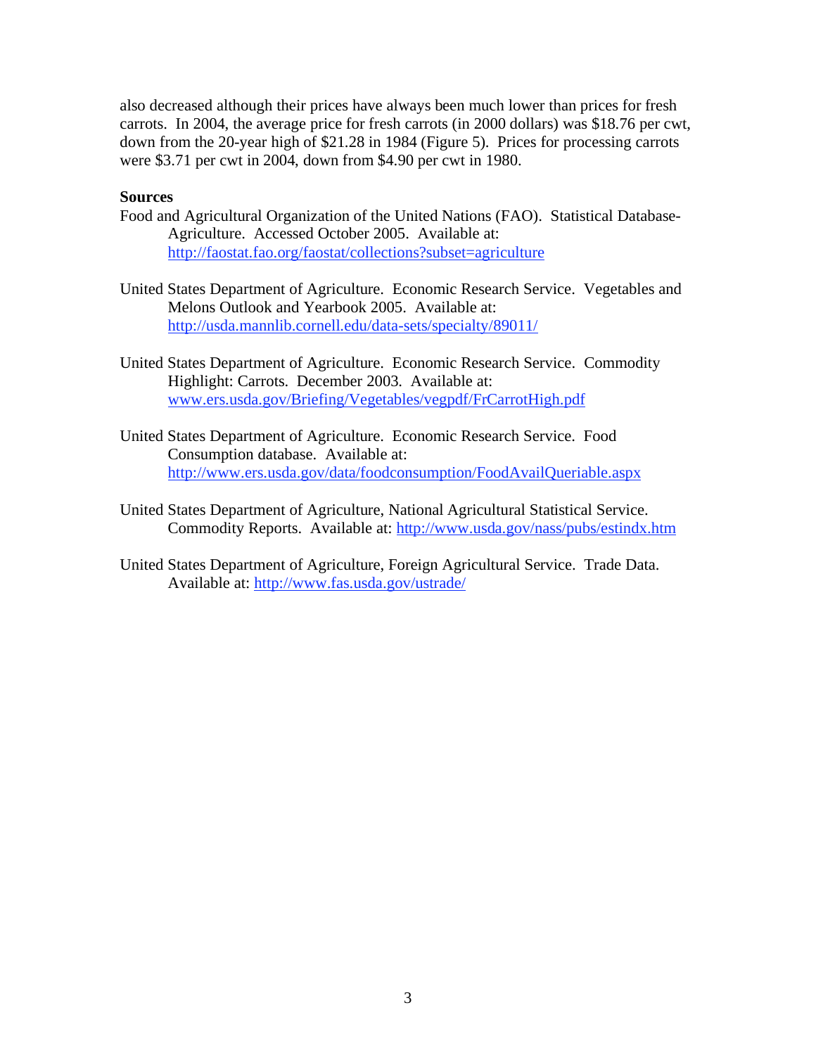also decreased although their prices have always been much lower than prices for fresh carrots. In 2004, the average price for fresh carrots (in 2000 dollars) was $18.76 per cwt, down from the 20-year high of $21.28 in 1984 (Figure 5). Prices for processing carrots were $3.71 per cwt in 2004, down from $4.90 per cwt in 1980.

**Sources**

Food and Agricultural Organization of the United Nations (FAO). Statistical Database-Agriculture. Accessed October 2005. Available at: http://faostat.fao.org/faostat/collections?subset=agriculture

United States Department of Agriculture. Economic Research Service. Vegetables and Melons Outlook and Yearbook 2005. Available at: http://usda.mannlib.cornell.edu/data-sets/specialty/89011/

United States Department of Agriculture. Economic Research Service. Commodity Highlight: Carrots. December 2003. Available at: www.ers.usda.gov/Briefing/Vegetables/vegpdf/FrCarrotHigh.pdf

United States Department of Agriculture. Economic Research Service. Food Consumption database. Available at: http://www.ers.usda.gov/data/foodconsumption/FoodAvailQueriable.aspx

United States Department of Agriculture, National Agricultural Statistical Service. Commodity Reports. Available at: http://www.usda.gov/nass/pubs/estindx.htm

United States Department of Agriculture, Foreign Agricultural Service. Trade Data. Available at: http://www.fas.usda.gov/ustrade/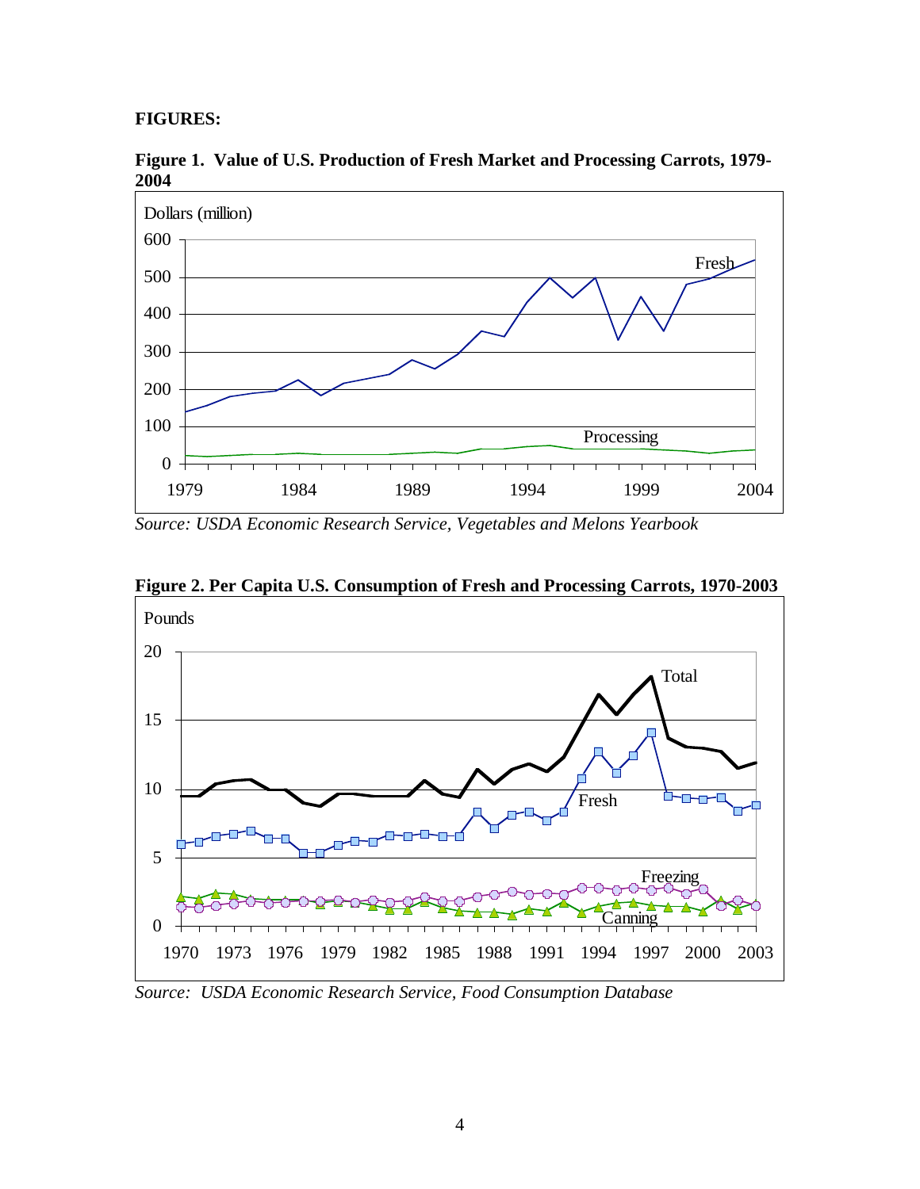**FIGURES:**

**Figure 1. Value of U.S. Production of Fresh Market and Processing Carrots, 1979-2004**

*Source: USDA Economic Research Service, Vegetables and Melons Yearbook*

**Figure 2. Per Capita U.S. Consumption of Fresh and Processing Carrots, 1970-2003**

*Source: USDA Economic Research Service, Food Consumption Database*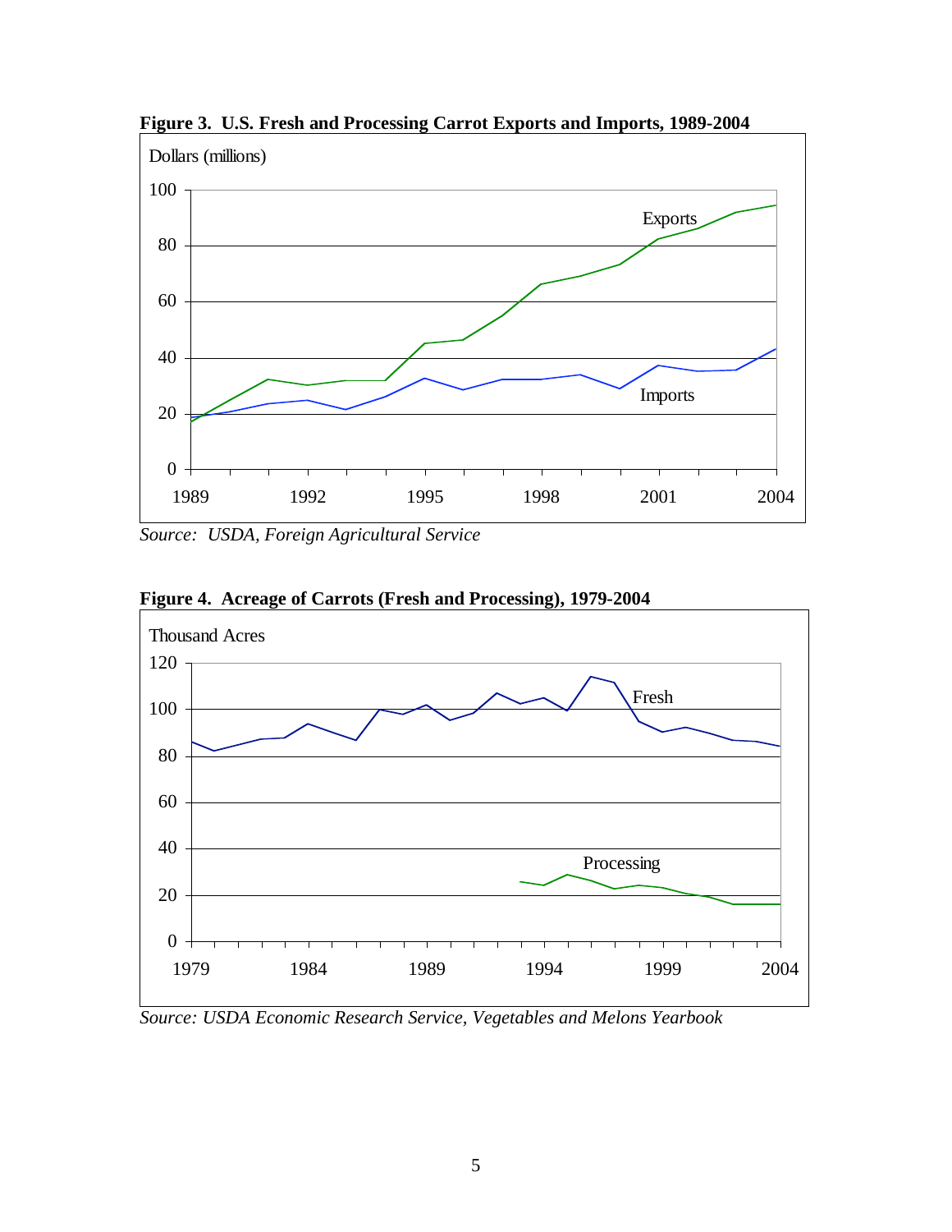**Figure 3. U.S. Fresh and Processing Carrot Exports and Imports, 1989-2004**

*Source: USDA, Foreign Agricultural Service*

**Figure 4. Acreage of Carrots (Fresh and Processing), 1979-2004**

*Source: USDA Economic Research Service, Vegetables and Melons Yearbook*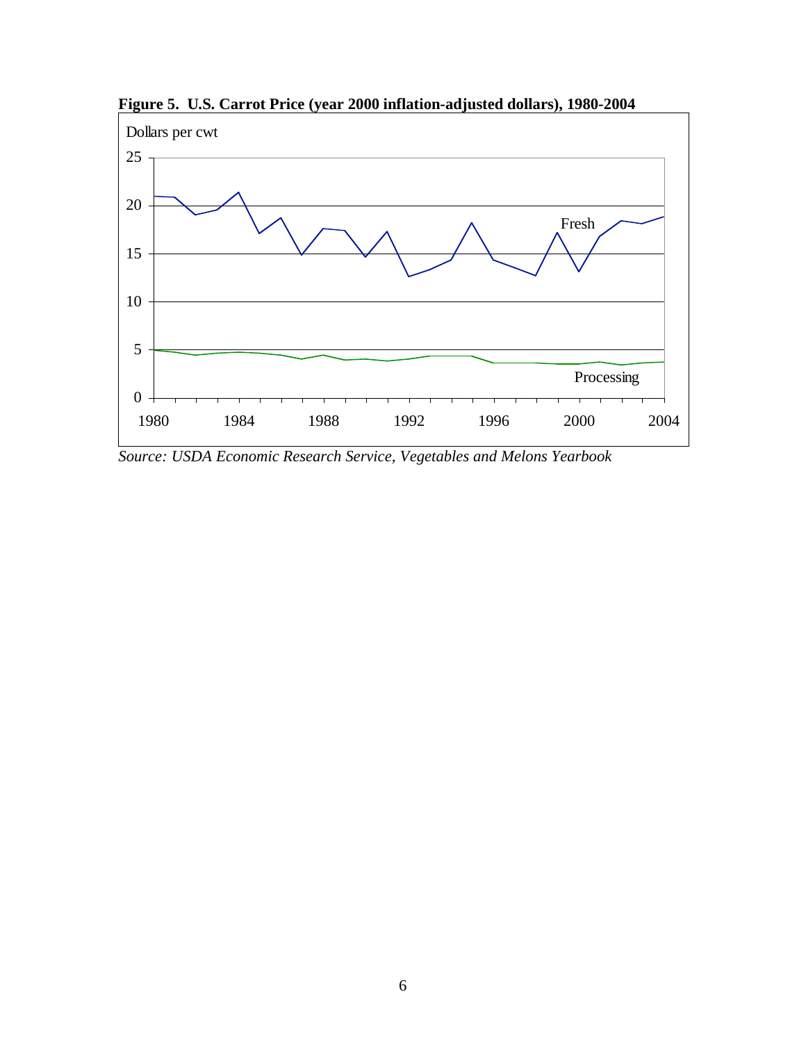**Figure 5. U.S. Carrot Price (year 2000 inflation-adjusted dollars), 1980-2004**

Dollars per cwt

25

20

15

10

5

0

1980

1984

1988

1992

1996

2000

2004

Fresh

Processing

*Source: USDA Economic Research Service, Vegetables and Melons Yearbook*